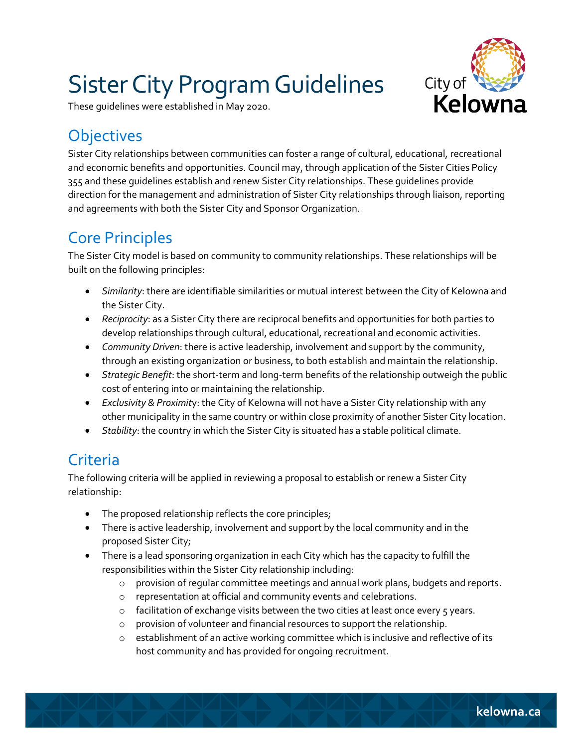# Sister City Program Guidelines

These guidelines were established in May 2020.

## Objectives

Sister City relationships between communities can foster a range of cultural, educational, recreational and economic benefits and opportunities. Council may, through application of the Sister Cities Policy 355 and these guidelines establish and renew Sister City relationships. These guidelines provide direction for the management and administration of Sister City relationships through liaison, reporting and agreements with both the Sister City and Sponsor Organization.

## Core Principles

The Sister City model is based on community to community relationships. These relationships will be built on the following principles:

- *Similarity*: there are identifiable similarities or mutual interest between the City of Kelowna and the Sister City.
- *Reciprocity*: as a Sister City there are reciprocal benefits and opportunities for both parties to develop relationships through cultural, educational, recreational and economic activities.
- *Community Driven*: there is active leadership, involvement and support by the community, through an existing organization or business, to both establish and maintain the relationship.
- *Strategic Benefit*: the short-term and long-term benefits of the relationship outweigh the public cost of entering into or maintaining the relationship.
- *Exclusivity & Proximity*: the City of Kelowna will not have a Sister City relationship with any other municipality in the same country or within close proximity of another Sister City location.
- *Stability*: the country in which the Sister City is situated has a stable political climate.

## Criteria

The following criteria will be applied in reviewing a proposal to establish or renew a Sister City relationship:

- The proposed relationship reflects the core principles;
- There is active leadership, involvement and support by the local community and in the proposed Sister City;
- There is a lead sponsoring organization in each City which has the capacity to fulfill the responsibilities within the Sister City relationship including:
    - provision of regular committee meetings and annual work plans, budgets and reports.
    - representation at official and community events and celebrations.
    - facilitation of exchange visits between the two cities at least once every 5 years.
    - provision of volunteer and financial resources to support the relationship.
    - establishment of an active working committee which is inclusive and reflective of its host community and has provided for ongoing recruitment.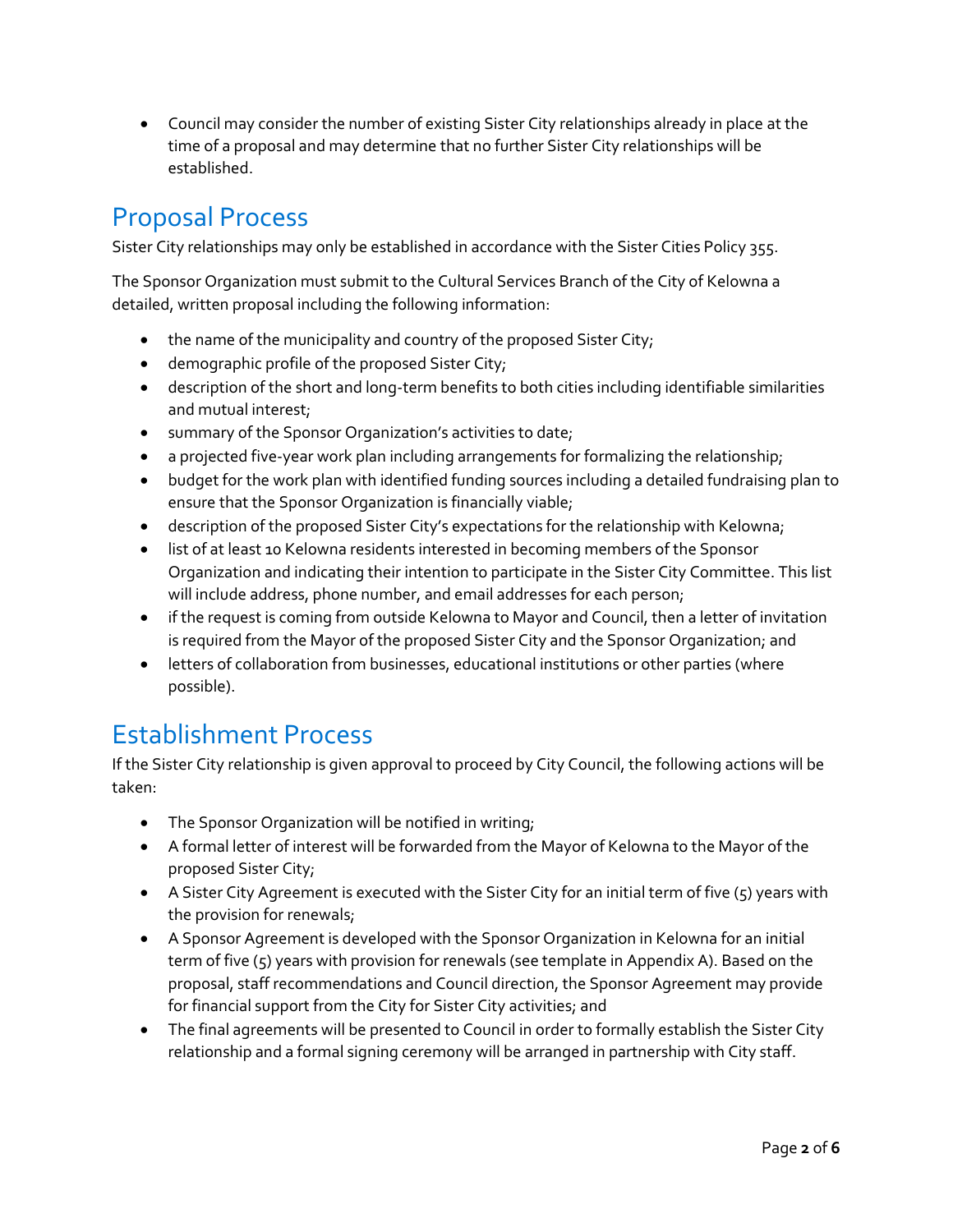- Council may consider the number of existing Sister City relationships already in place at the time of a proposal and may determine that no further Sister City relationships will be established.

## Proposal Process

Sister City relationships may only be established in accordance with the Sister Cities Policy 355.

The Sponsor Organization must submit to the Cultural Services Branch of the City of Kelowna a detailed, written proposal including the following information:

- the name of the municipality and country of the proposed Sister City;
- demographic profile of the proposed Sister City;
- description of the short and long-term benefits to both cities including identifiable similarities and mutual interest;
- summary of the Sponsor Organization's activities to date;
- a projected five-year work plan including arrangements for formalizing the relationship;
- budget for the work plan with identified funding sources including a detailed fundraising plan to ensure that the Sponsor Organization is financially viable;
- description of the proposed Sister City's expectations for the relationship with Kelowna;
- list of at least 10 Kelowna residents interested in becoming members of the Sponsor Organization and indicating their intention to participate in the Sister City Committee. This list will include address, phone number, and email addresses for each person;
- if the request is coming from outside Kelowna to Mayor and Council, then a letter of invitation is required from the Mayor of the proposed Sister City and the Sponsor Organization; and
- letters of collaboration from businesses, educational institutions or other parties (where possible).

## Establishment Process

If the Sister City relationship is given approval to proceed by City Council, the following actions will be taken:

- The Sponsor Organization will be notified in writing;
- A formal letter of interest will be forwarded from the Mayor of Kelowna to the Mayor of the proposed Sister City;
- A Sister City Agreement is executed with the Sister City for an initial term of five (5) years with the provision for renewals;
- A Sponsor Agreement is developed with the Sponsor Organization in Kelowna for an initial term of five (5) years with provision for renewals (see template in Appendix A). Based on the proposal, staff recommendations and Council direction, the Sponsor Agreement may provide for financial support from the City for Sister City activities; and
- The final agreements will be presented to Council in order to formally establish the Sister City relationship and a formal signing ceremony will be arranged in partnership with City staff.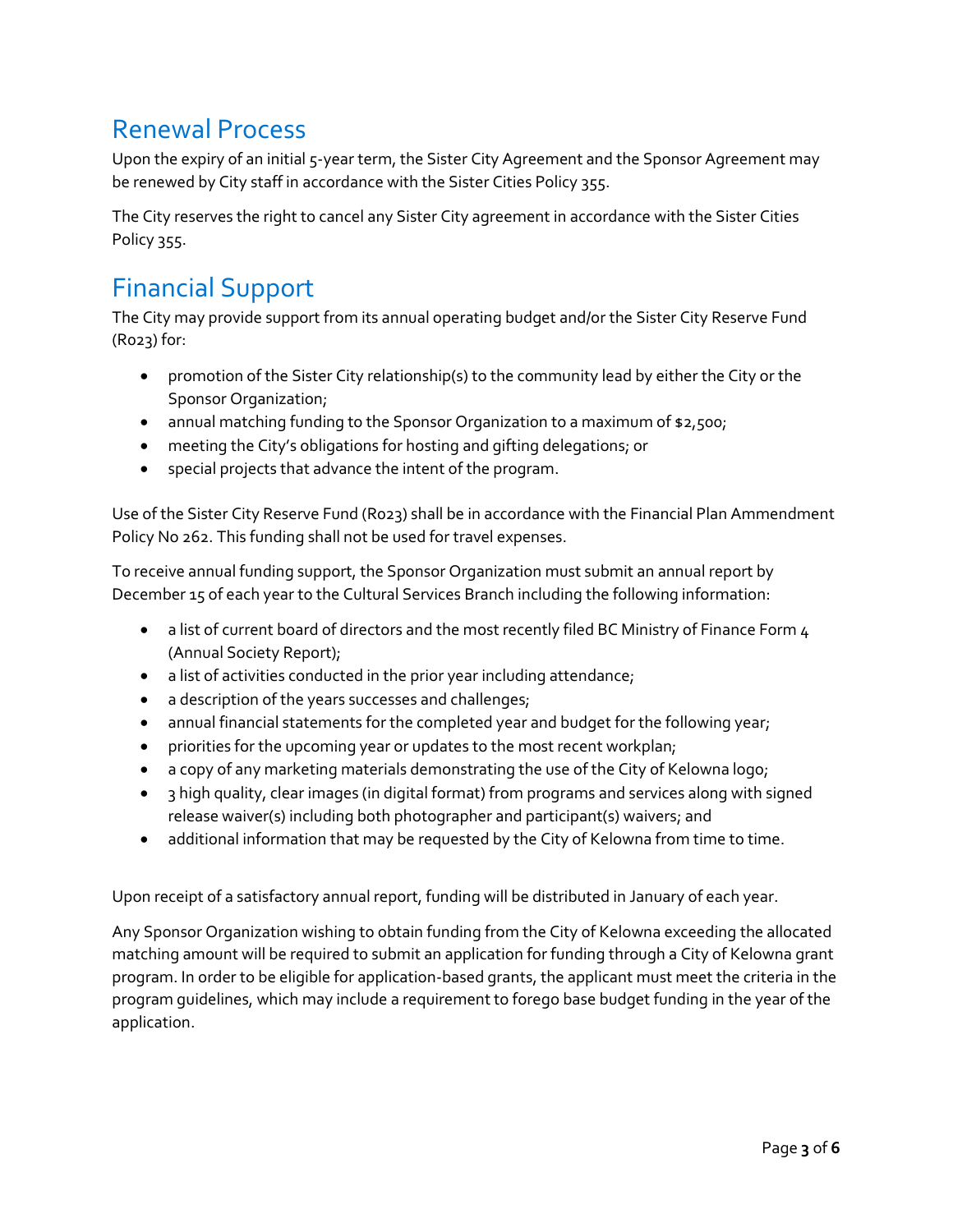## Renewal Process

Upon the expiry of an initial 5-year term, the Sister City Agreement and the Sponsor Agreement may be renewed by City staff in accordance with the Sister Cities Policy 355.

The City reserves the right to cancel any Sister City agreement in accordance with the Sister Cities Policy 355.

## Financial Support

The City may provide support from its annual operating budget and/or the Sister City Reserve Fund (R023) for:

- promotion of the Sister City relationship(s) to the community lead by either the City or the Sponsor Organization;
- annual matching funding to the Sponsor Organization to a maximum of $2,500;
- meeting the City's obligations for hosting and gifting delegations; or
- special projects that advance the intent of the program.

Use of the Sister City Reserve Fund (R023) shall be in accordance with the Financial Plan Ammendment Policy No 262. This funding shall not be used for travel expenses.

To receive annual funding support, the Sponsor Organization must submit an annual report by December 15 of each year to the Cultural Services Branch including the following information:

- a list of current board of directors and the most recently filed BC Ministry of Finance Form 4 (Annual Society Report);
- a list of activities conducted in the prior year including attendance;
- a description of the years successes and challenges;
- annual financial statements for the completed year and budget for the following year;
- priorities for the upcoming year or updates to the most recent workplan;
- a copy of any marketing materials demonstrating the use of the City of Kelowna logo;
- 3 high quality, clear images (in digital format) from programs and services along with signed release waiver(s) including both photographer and participant(s) waivers; and
- additional information that may be requested by the City of Kelowna from time to time.

Upon receipt of a satisfactory annual report, funding will be distributed in January of each year.

Any Sponsor Organization wishing to obtain funding from the City of Kelowna exceeding the allocated matching amount will be required to submit an application for funding through a City of Kelowna grant program. In order to be eligible for application-based grants, the applicant must meet the criteria in the program guidelines, which may include a requirement to forego base budget funding in the year of the application.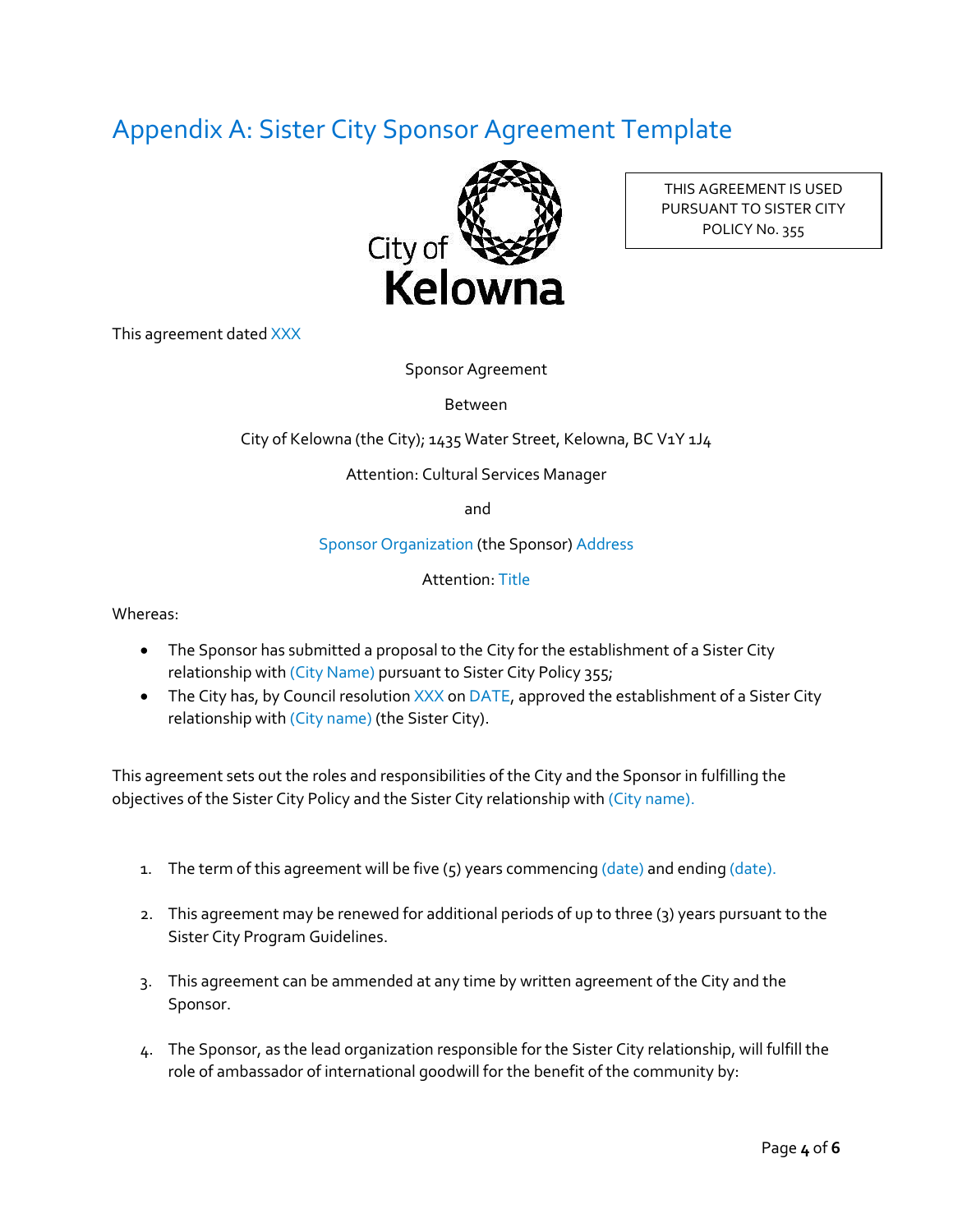# Appendix A: Sister City Sponsor Agreement Template

THIS AGREEMENT IS USED PURSUANT TO SISTER CITY POLICY No. 355

City of Kelowna

This agreement dated XXX

Sponsor Agreement

Between

City of Kelowna (the City); 1435 Water Street, Kelowna, BC V1Y 1J4

Attention: Cultural Services Manager

and

Sponsor Organization (the Sponsor) Address

Attention: Title

Whereas:

- The Sponsor has submitted a proposal to the City for the establishment of a Sister City relationship with (City Name) pursuant to Sister City Policy 355;
- The City has, by Council resolution XXX on DATE, approved the establishment of a Sister City relationship with (City name) (the Sister City).

This agreement sets out the roles and responsibilities of the City and the Sponsor in fulfilling the objectives of the Sister City Policy and the Sister City relationship with (City name).

1. The term of this agreement will be five (5) years commencing (date) and ending (date).
2. This agreement may be renewed for additional periods of up to three (3) years pursuant to the Sister City Program Guidelines.
3. This agreement can be ammended at any time by written agreement of the City and the Sponsor.
4. The Sponsor, as the lead organization responsible for the Sister City relationship, will fulfill the role of ambassador of international goodwill for the benefit of the community by: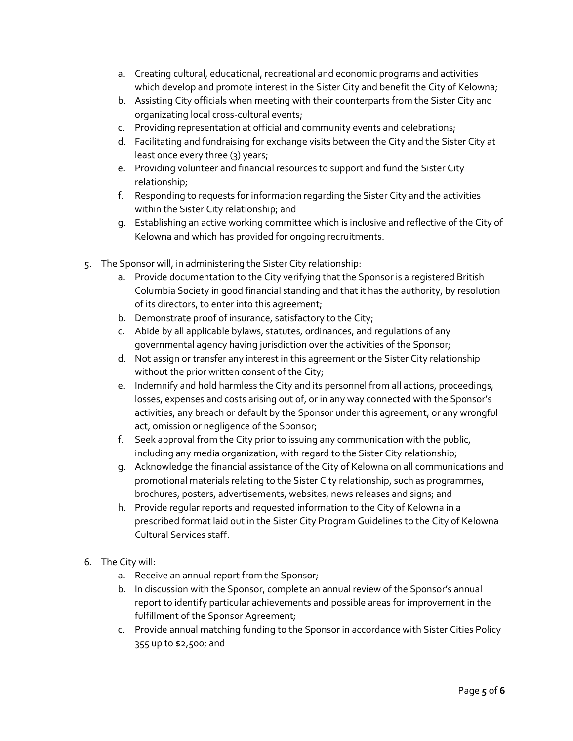a. Creating cultural, educational, recreational and economic programs and activities which develop and promote interest in the Sister City and benefit the City of Kelowna;
   b. Assisting City officials when meeting with their counterparts from the Sister City and organizating local cross-cultural events;
   c. Providing representation at official and community events and celebrations;
   d. Facilitating and fundraising for exchange visits between the City and the Sister City at least once every three (3) years;
   e. Providing volunteer and financial resources to support and fund the Sister City relationship;
   f. Responding to requests for information regarding the Sister City and the activities within the Sister City relationship; and
   g. Establishing an active working committee which is inclusive and reflective of the City of Kelowna and which has provided for ongoing recruitments.

5. The Sponsor will, in administering the Sister City relationship:
   a. Provide documentation to the City verifying that the Sponsor is a registered British Columbia Society in good financial standing and that it has the authority, by resolution of its directors, to enter into this agreement;
   b. Demonstrate proof of insurance, satisfactory to the City;
   c. Abide by all applicable bylaws, statutes, ordinances, and regulations of any governmental agency having jurisdiction over the activities of the Sponsor;
   d. Not assign or transfer any interest in this agreement or the Sister City relationship without the prior written consent of the City;
   e. Indemnify and hold harmless the City and its personnel from all actions, proceedings, losses, expenses and costs arising out of, or in any way connected with the Sponsor's activities, any breach or default by the Sponsor under this agreement, or any wrongful act, omission or negligence of the Sponsor;
   f. Seek approval from the City prior to issuing any communication with the public, including any media organization, with regard to the Sister City relationship;
   g. Acknowledge the financial assistance of the City of Kelowna on all communications and promotional materials relating to the Sister City relationship, such as programmes, brochures, posters, advertisements, websites, news releases and signs; and
   h. Provide regular reports and requested information to the City of Kelowna in a prescribed format laid out in the Sister City Program Guidelines to the City of Kelowna Cultural Services staff.

6. The City will:
   a. Receive an annual report from the Sponsor;
   b. In discussion with the Sponsor, complete an annual review of the Sponsor's annual report to identify particular achievements and possible areas for improvement in the fulfillment of the Sponsor Agreement;
   c. Provide annual matching funding to the Sponsor in accordance with Sister Cities Policy 355 up to $2,500; and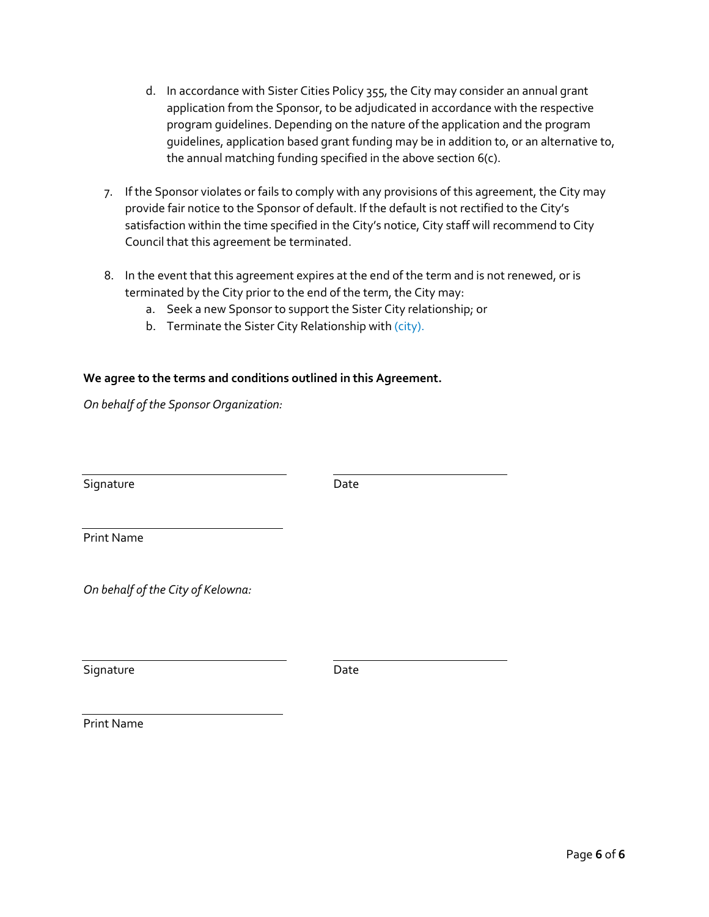d. In accordance with Sister Cities Policy 355, the City may consider an annual grant application from the Sponsor, to be adjudicated in accordance with the respective program guidelines. Depending on the nature of the application and the program guidelines, application based grant funding may be in addition to, or an alternative to, the annual matching funding specified in the above section 6(c).

7. If the Sponsor violates or fails to comply with any provisions of this agreement, the City may provide fair notice to the Sponsor of default. If the default is not rectified to the City's satisfaction within the time specified in the City's notice, City staff will recommend to City Council that this agreement be terminated.

8. In the event that this agreement expires at the end of the term and is not renewed, or is terminated by the City prior to the end of the term, the City may:
   a. Seek a new Sponsor to support the Sister City relationship; or
   b. Terminate the Sister City Relationship with (city).

**We agree to the terms and conditions outlined in this Agreement.**

*On behalf of the Sponsor Organization:*

\_\_\_\_\_\_\_\_\_\_\_\_\_\_\_\_\_\_\_\_\_\_\_\_\_\_\_\_\_ \_\_\_\_\_\_\_\_\_\_\_\_\_\_\_\_\_\_\_\_\_\_\_\_\_\_

Signature Date

\_\_\_\_\_\_\_\_\_\_\_\_\_\_\_\_\_\_\_\_\_\_\_\_\_\_\_\_\_

Print Name

*On behalf of the City of Kelowna:*

\_\_\_\_\_\_\_\_\_\_\_\_\_\_\_\_\_\_\_\_\_\_\_\_\_\_\_\_\_ \_\_\_\_\_\_\_\_\_\_\_\_\_\_\_\_\_\_\_\_\_\_\_\_\_\_

Signature Date

\_\_\_\_\_\_\_\_\_\_\_\_\_\_\_\_\_\_\_\_\_\_\_\_\_\_\_\_\_

Print Name